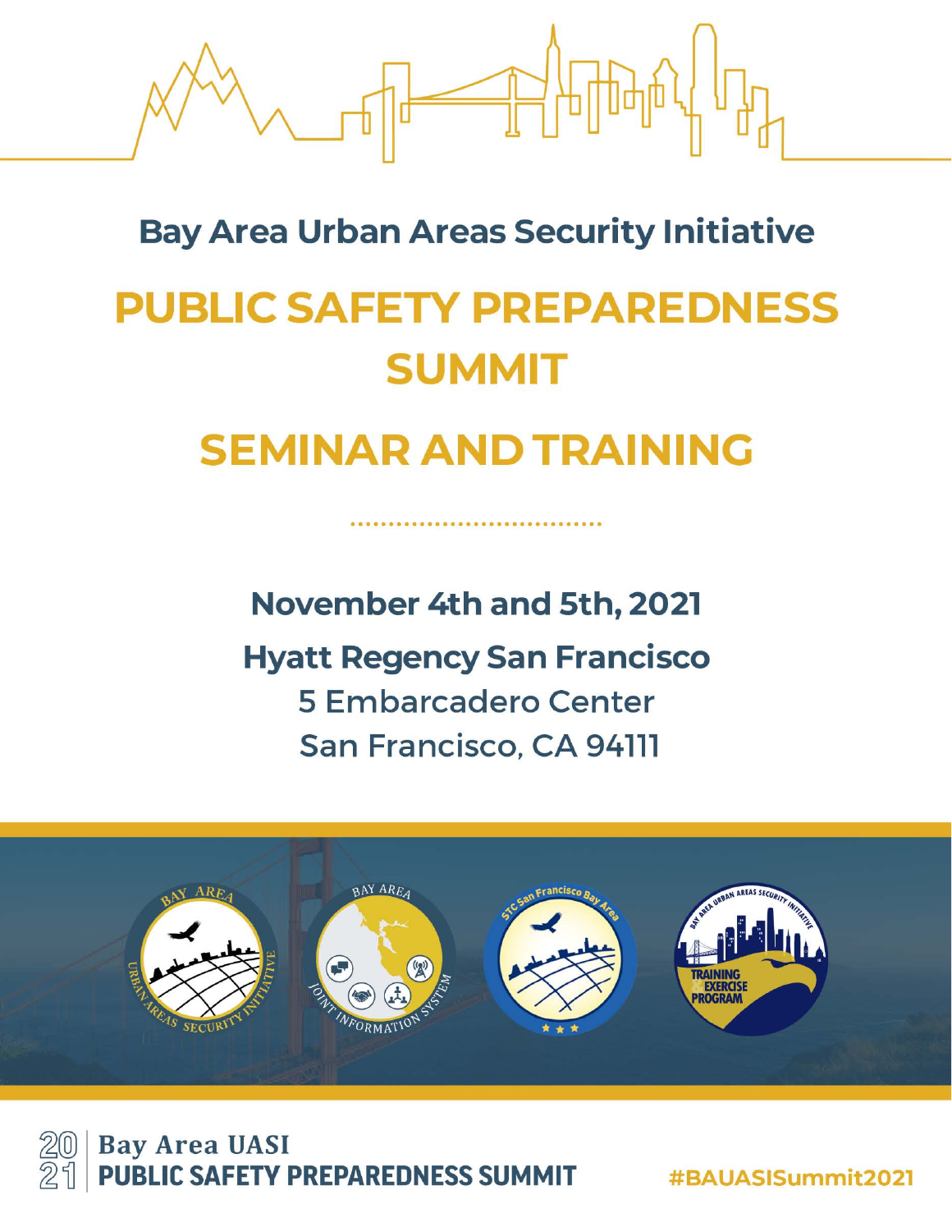## Bay Area Urban Areas Security Initiative

# PUBLIC SAFETY PREPAREDNESS SUMMIT

# SEMINAR AND TRAINING

**November 4th and 5th, 2021**

**Hyatt Regency San Francisco**

5 Embarcadero Center
San Francisco, CA 94111

2021 | Bay Area UASI
**PUBLIC SAFETY PREPAREDNESS SUMMIT**

#BAUASISummit2021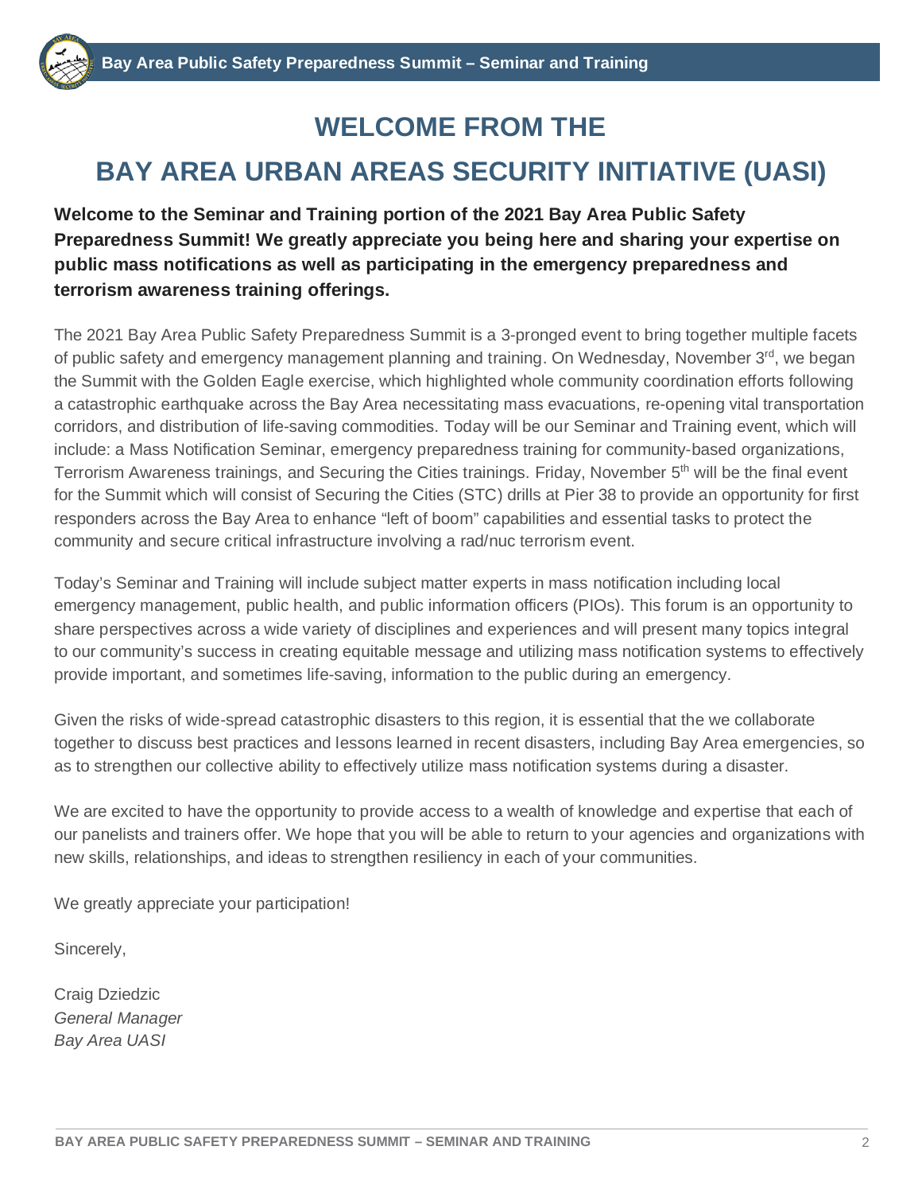# WELCOME FROM THE

# BAY AREA URBAN AREAS SECURITY INITIATIVE (UASI)

**Welcome to the Seminar and Training portion of the 2021 Bay Area Public Safety Preparedness Summit! We greatly appreciate you being here and sharing your expertise on public mass notifications as well as participating in the emergency preparedness and terrorism awareness training offerings.**

The 2021 Bay Area Public Safety Preparedness Summit is a 3-pronged event to bring together multiple facets of public safety and emergency management planning and training. On Wednesday, November 3rd, we began the Summit with the Golden Eagle exercise, which highlighted whole community coordination efforts following a catastrophic earthquake across the Bay Area necessitating mass evacuations, re-opening vital transportation corridors, and distribution of life-saving commodities. Today will be our Seminar and Training event, which will include: a Mass Notification Seminar, emergency preparedness training for community-based organizations, Terrorism Awareness trainings, and Securing the Cities trainings. Friday, November 5th will be the final event for the Summit which will consist of Securing the Cities (STC) drills at Pier 38 to provide an opportunity for first responders across the Bay Area to enhance "left of boom" capabilities and essential tasks to protect the community and secure critical infrastructure involving a rad/nuc terrorism event.

Today's Seminar and Training will include subject matter experts in mass notification including local emergency management, public health, and public information officers (PIOs). This forum is an opportunity to share perspectives across a wide variety of disciplines and experiences and will present many topics integral to our community's success in creating equitable message and utilizing mass notification systems to effectively provide important, and sometimes life-saving, information to the public during an emergency.

Given the risks of wide-spread catastrophic disasters to this region, it is essential that the we collaborate together to discuss best practices and lessons learned in recent disasters, including Bay Area emergencies, so as to strengthen our collective ability to effectively utilize mass notification systems during a disaster.

We are excited to have the opportunity to provide access to a wealth of knowledge and expertise that each of our panelists and trainers offer. We hope that you will be able to return to your agencies and organizations with new skills, relationships, and ideas to strengthen resiliency in each of your communities.

We greatly appreciate your participation!

Sincerely,

Craig Dziedzic
*General Manager*
*Bay Area UASI*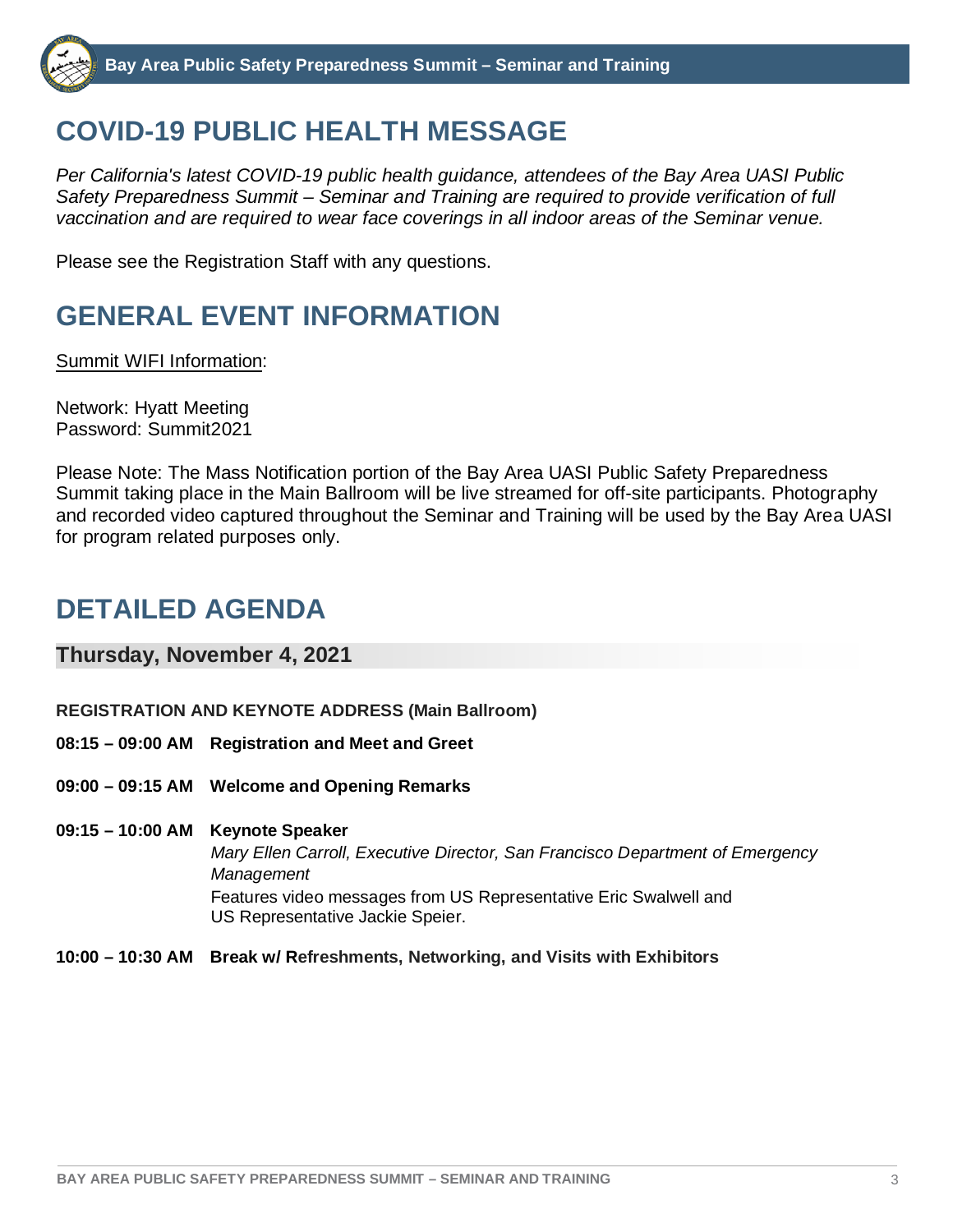# COVID-19 PUBLIC HEALTH MESSAGE

*Per California's latest COVID-19 public health guidance, attendees of the Bay Area UASI Public Safety Preparedness Summit – Seminar and Training are required to provide verification of full vaccination and are required to wear face coverings in all indoor areas of the Seminar venue.*

Please see the Registration Staff with any questions.

# GENERAL EVENT INFORMATION

Summit WIFI Information:

Network: Hyatt Meeting
Password: Summit2021

Please Note: The Mass Notification portion of the Bay Area UASI Public Safety Preparedness Summit taking place in the Main Ballroom will be live streamed for off-site participants. Photography and recorded video captured throughout the Seminar and Training will be used by the Bay Area UASI for program related purposes only.

# DETAILED AGENDA

## Thursday, November 4, 2021

**REGISTRATION AND KEYNOTE ADDRESS (Main Ballroom)**

**08:15 – 09:00 AM Registration and Meet and Greet**

**09:00 – 09:15 AM Welcome and Opening Remarks**

**09:15 – 10:00 AM Keynote Speaker**
*Mary Ellen Carroll, Executive Director, San Francisco Department of Emergency Management*
Features video messages from US Representative Eric Swalwell and US Representative Jackie Speier.

**10:00 – 10:30 AM Break w/ Refreshments, Networking, and Visits with Exhibitors**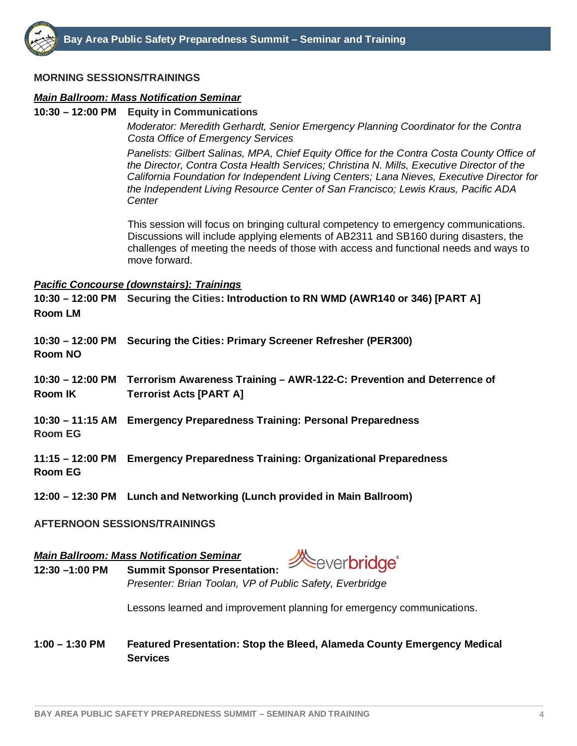## MORNING SESSIONS/TRAININGS

***Main Ballroom: Mass Notification Seminar***

**10:30 – 12:00 PM** **Equity in Communications**

*Moderator: Meredith Gerhardt, Senior Emergency Planning Coordinator for the Contra Costa Office of Emergency Services*

*Panelists: Gilbert Salinas, MPA, Chief Equity Office for the Contra Costa County Office of the Director, Contra Costa Health Services; Christina N. Mills, Executive Director of the California Foundation for Independent Living Centers; Lana Nieves, Executive Director for the Independent Living Resource Center of San Francisco; Lewis Kraus, Pacific ADA Center*

This session will focus on bringing cultural competency to emergency communications. Discussions will include applying elements of AB2311 and SB160 during disasters, the challenges of meeting the needs of those with access and functional needs and ways to move forward.

***Pacific Concourse (downstairs): Trainings***

**10:30 – 12:00 PM** Securing the Cities**: Introduction to RN WMD (AWR140 or 346) [PART A]**
**Room LM**

**10:30 – 12:00 PM** **Securing the Cities: Primary Screener Refresher (PER300)**
**Room NO**

**10:30 – 12:00 PM** **Terrorism Awareness Training – AWR-122-C: Prevention and Deterrence of Terrorist Acts [PART A]**
**Room IK**

**10:30 – 11:15 AM** **Emergency Preparedness Training: Personal Preparedness**
**Room EG**

**11:15 – 12:00 PM** **Emergency Preparedness Training: Organizational Preparedness**
**Room EG**

**12:00 – 12:30 PM** **Lunch and Networking (Lunch provided in Main Ballroom)**

## AFTERNOON SESSIONS/TRAININGS

***Main Ballroom: Mass Notification Seminar***

**12:30 –1:00 PM** **Summit Sponsor Presentation:** everbridge

*Presenter: Brian Toolan, VP of Public Safety, Everbridge*

Lessons learned and improvement planning for emergency communications.

**1:00 – 1:30 PM** **Featured Presentation: Stop the Bleed, Alameda County Emergency Medical Services**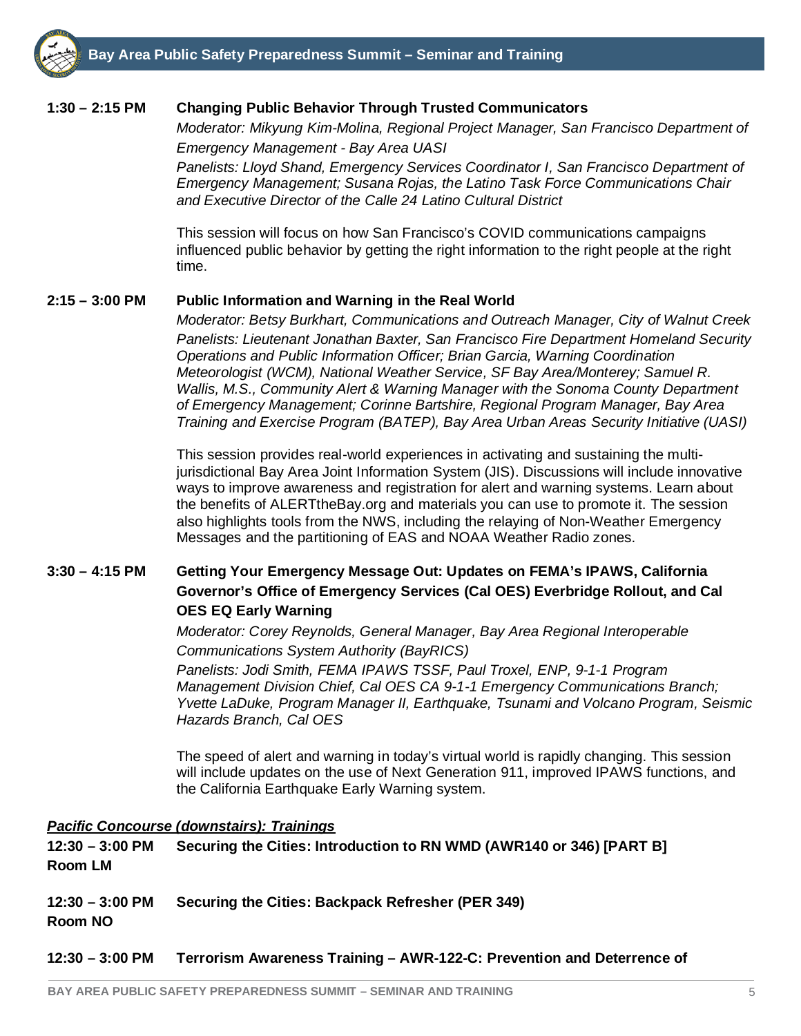**1:30 – 2:15 PM** **Changing Public Behavior Through Trusted Communicators**

*Moderator: Mikyung Kim-Molina, Regional Project Manager, San Francisco Department of Emergency Management - Bay Area UASI*

*Panelists: Lloyd Shand, Emergency Services Coordinator I, San Francisco Department of Emergency Management; Susana Rojas, the Latino Task Force Communications Chair and Executive Director of the Calle 24 Latino Cultural District*

This session will focus on how San Francisco's COVID communications campaigns influenced public behavior by getting the right information to the right people at the right time.

**2:15 – 3:00 PM** **Public Information and Warning in the Real World**

*Moderator: Betsy Burkhart, Communications and Outreach Manager, City of Walnut Creek*

*Panelists: Lieutenant Jonathan Baxter, San Francisco Fire Department Homeland Security Operations and Public Information Officer; Brian Garcia, Warning Coordination Meteorologist (WCM), National Weather Service, SF Bay Area/Monterey; Samuel R. Wallis, M.S., Community Alert & Warning Manager with the Sonoma County Department of Emergency Management; Corinne Bartshire, Regional Program Manager, Bay Area Training and Exercise Program (BATEP), Bay Area Urban Areas Security Initiative (UASI)*

This session provides real-world experiences in activating and sustaining the multi-jurisdictional Bay Area Joint Information System (JIS). Discussions will include innovative ways to improve awareness and registration for alert and warning systems. Learn about the benefits of ALERTtheBay.org and materials you can use to promote it. The session also highlights tools from the NWS, including the relaying of Non-Weather Emergency Messages and the partitioning of EAS and NOAA Weather Radio zones.

**3:30 – 4:15 PM** **Getting Your Emergency Message Out: Updates on FEMA's IPAWS, California Governor's Office of Emergency Services (Cal OES) Everbridge Rollout, and Cal OES EQ Early Warning**

*Moderator: Corey Reynolds, General Manager, Bay Area Regional Interoperable Communications System Authority (BayRICS)*

*Panelists: Jodi Smith, FEMA IPAWS TSSF, Paul Troxel, ENP, 9-1-1 Program Management Division Chief, Cal OES CA 9-1-1 Emergency Communications Branch; Yvette LaDuke, Program Manager II, Earthquake, Tsunami and Volcano Program, Seismic Hazards Branch, Cal OES*

The speed of alert and warning in today's virtual world is rapidly changing. This session will include updates on the use of Next Generation 911, improved IPAWS functions, and the California Earthquake Early Warning system.

***Pacific Concourse (downstairs): Trainings***

**12:30 – 3:00 PM** **Securing the Cities: Introduction to RN WMD (AWR140 or 346) [PART B]**
**Room LM**

**12:30 – 3:00 PM** **Securing the Cities: Backpack Refresher (PER 349)**
**Room NO**

**12:30 – 3:00 PM** **Terrorism Awareness Training – AWR-122-C: Prevention and Deterrence of**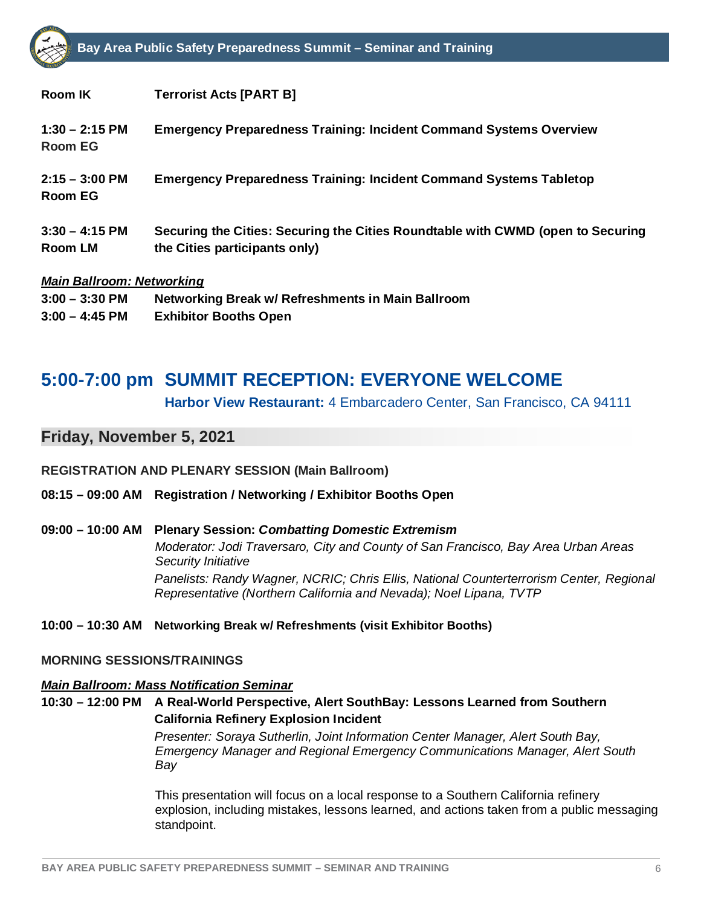**Room IK** **Terrorist Acts [PART B]**

**1:30 – 2:15 PM** **Emergency Preparedness Training: Incident Command Systems Overview**
**Room EG**

**2:15 – 3:00 PM** **Emergency Preparedness Training: Incident Command Systems Tabletop**
**Room EG**

**3:30 – 4:15 PM** **Securing the Cities: Securing the Cities Roundtable with CWMD (open to Securing the Cities participants only)**
**Room LM**

***Main Ballroom: Networking***

**3:00 – 3:30 PM** **Networking Break w/ Refreshments in Main Ballroom**
**3:00 – 4:45 PM** **Exhibitor Booths Open**

## 5:00-7:00 pm SUMMIT RECEPTION: EVERYONE WELCOME

**Harbor View Restaurant:** 4 Embarcadero Center, San Francisco, CA 94111

## Friday, November 5, 2021

**REGISTRATION AND PLENARY SESSION (Main Ballroom)**

**08:15 – 09:00 AM** **Registration / Networking / Exhibitor Booths Open**

**09:00 – 10:00 AM** **Plenary Session: *Combatting Domestic Extremism***
*Moderator: Jodi Traversaro, City and County of San Francisco, Bay Area Urban Areas Security Initiative*
*Panelists: Randy Wagner, NCRIC; Chris Ellis, National Counterterrorism Center, Regional Representative (Northern California and Nevada); Noel Lipana, TVTP*

**10:00 – 10:30 AM** **Networking Break w/ Refreshments (visit Exhibitor Booths)**

**MORNING SESSIONS/TRAININGS**

***Main Ballroom: Mass Notification Seminar***

**10:30 – 12:00 PM** **A Real-World Perspective, Alert SouthBay: Lessons Learned from Southern California Refinery Explosion Incident**
*Presenter: Soraya Sutherlin, Joint Information Center Manager, Alert South Bay, Emergency Manager and Regional Emergency Communications Manager, Alert South Bay*

This presentation will focus on a local response to a Southern California refinery explosion, including mistakes, lessons learned, and actions taken from a public messaging standpoint.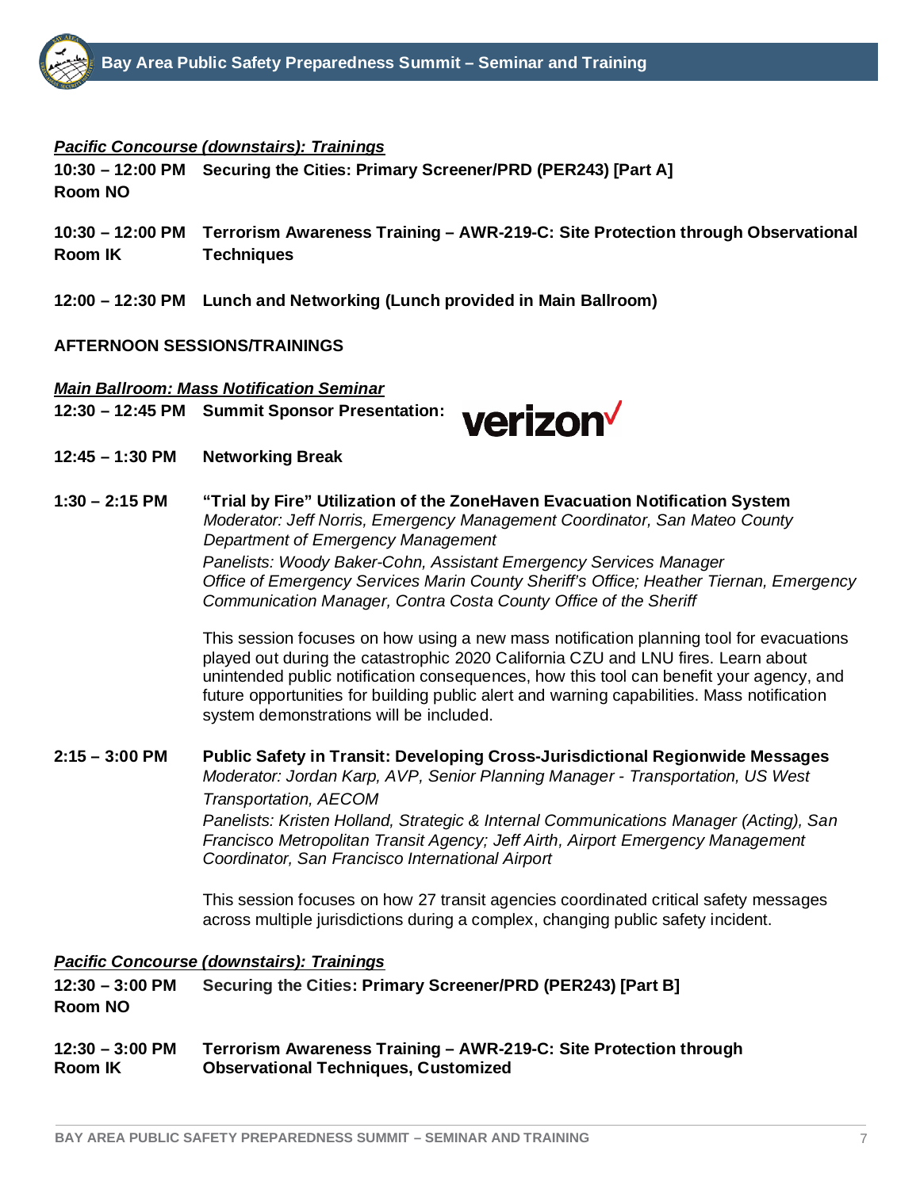***Pacific Concourse (downstairs): Trainings***

**10:30 – 12:00 PM Securing the Cities: Primary Screener/PRD (PER243) [Part A]**
**Room NO**

**10:30 – 12:00 PM Terrorism Awareness Training – AWR-219-C: Site Protection through Observational Techniques**
**Room IK**

**12:00 – 12:30 PM Lunch and Networking (Lunch provided in Main Ballroom)**

**AFTERNOON SESSIONS/TRAININGS**

***Main Ballroom: Mass Notification Seminar***

**12:30 – 12:45 PM Summit Sponsor Presentation:** verizon

**12:45 – 1:30 PM Networking Break**

**1:30 – 2:15 PM "Trial by Fire" Utilization of the ZoneHaven Evacuation Notification System**

*Moderator: Jeff Norris, Emergency Management Coordinator, San Mateo County Department of Emergency Management*

*Panelists: Woody Baker-Cohn, Assistant Emergency Services Manager Office of Emergency Services Marin County Sheriff's Office; Heather Tiernan, Emergency Communication Manager, Contra Costa County Office of the Sheriff*

This session focuses on how using a new mass notification planning tool for evacuations played out during the catastrophic 2020 California CZU and LNU fires. Learn about unintended public notification consequences, how this tool can benefit your agency, and future opportunities for building public alert and warning capabilities. Mass notification system demonstrations will be included.

**2:15 – 3:00 PM Public Safety in Transit: Developing Cross-Jurisdictional Regionwide Messages**

*Moderator: Jordan Karp, AVP, Senior Planning Manager - Transportation, US West Transportation, AECOM*

*Panelists: Kristen Holland, Strategic & Internal Communications Manager (Acting), San Francisco Metropolitan Transit Agency; Jeff Airth, Airport Emergency Management Coordinator, San Francisco International Airport*

This session focuses on how 27 transit agencies coordinated critical safety messages across multiple jurisdictions during a complex, changing public safety incident.

***Pacific Concourse (downstairs): Trainings***

**12:30 – 3:00 PM Securing the Cities: Primary Screener/PRD (PER243) [Part B]**
**Room NO**

**12:30 – 3:00 PM Terrorism Awareness Training – AWR-219-C: Site Protection through Observational Techniques, Customized**
**Room IK**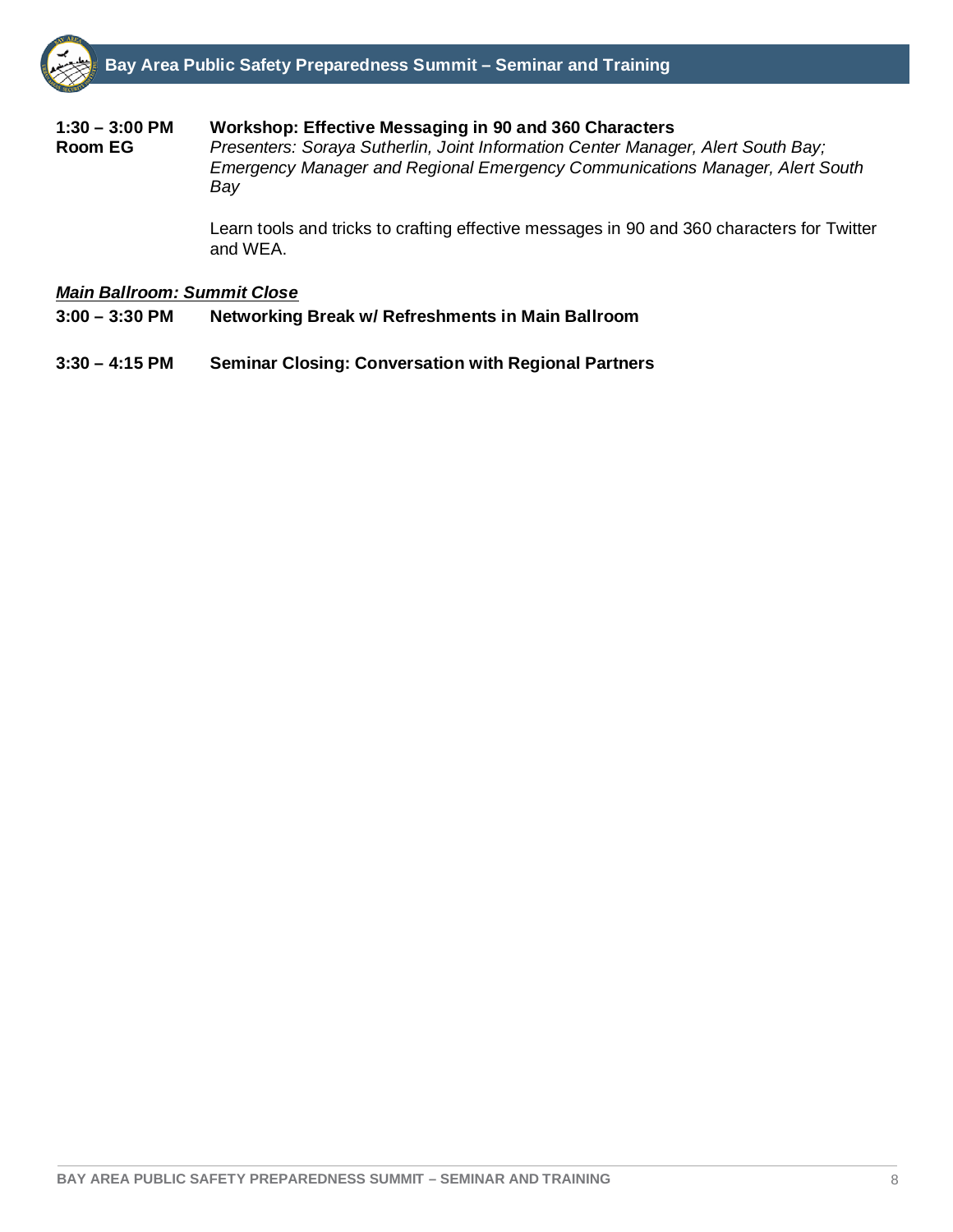**1:30 – 3:00 PM**
**Room EG**

**Workshop: Effective Messaging in 90 and 360 Characters**
*Presenters: Soraya Sutherlin, Joint Information Center Manager, Alert South Bay; Emergency Manager and Regional Emergency Communications Manager, Alert South Bay*

Learn tools and tricks to crafting effective messages in 90 and 360 characters for Twitter and WEA.

***Main Ballroom: Summit Close***

**3:00 – 3:30 PM** **Networking Break w/ Refreshments in Main Ballroom**

**3:30 – 4:15 PM** **Seminar Closing: Conversation with Regional Partners**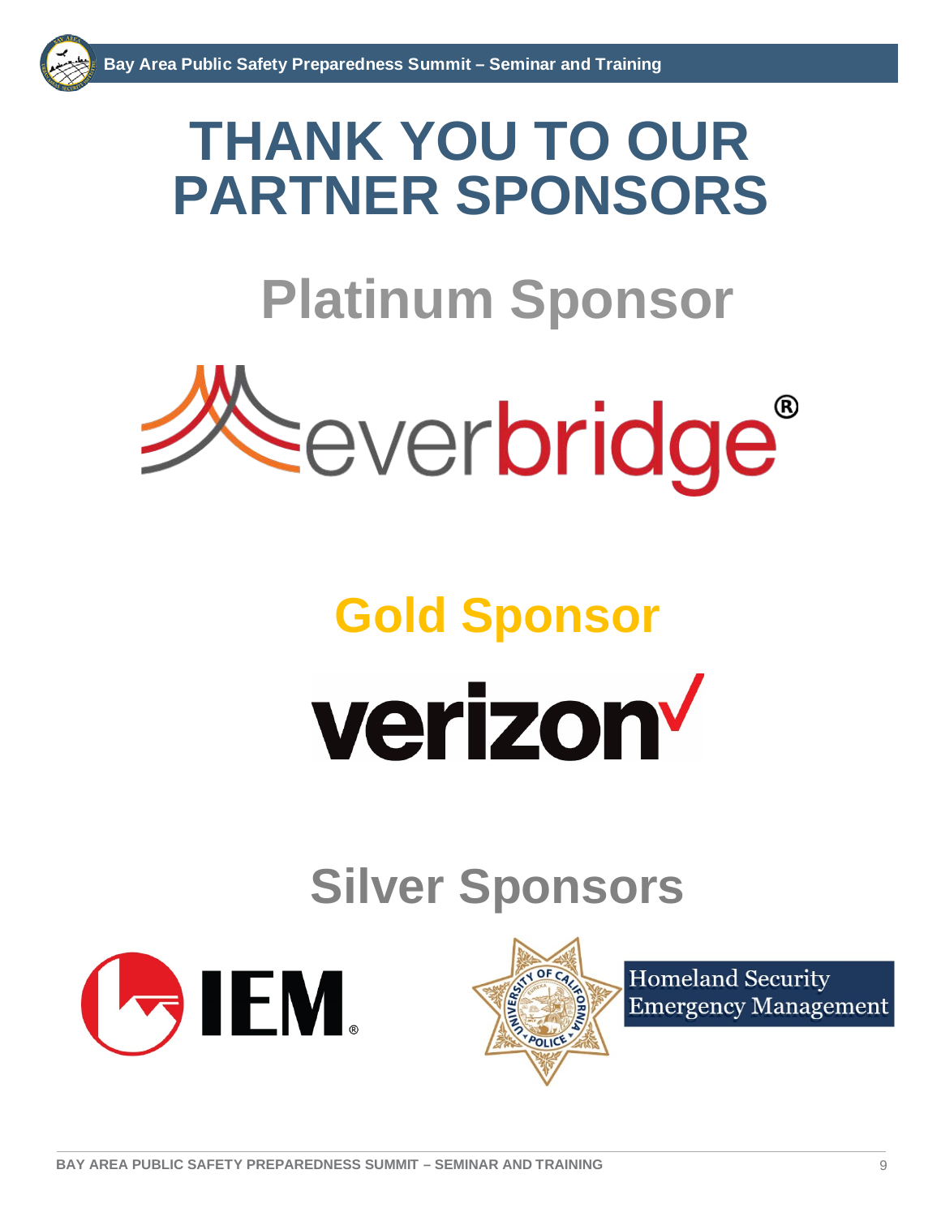# THANK YOU TO OUR PARTNER SPONSORS

## Platinum Sponsor

everbridge®

## Gold Sponsor

verizon

## Silver Sponsors

IEM®

Homeland Security Emergency Management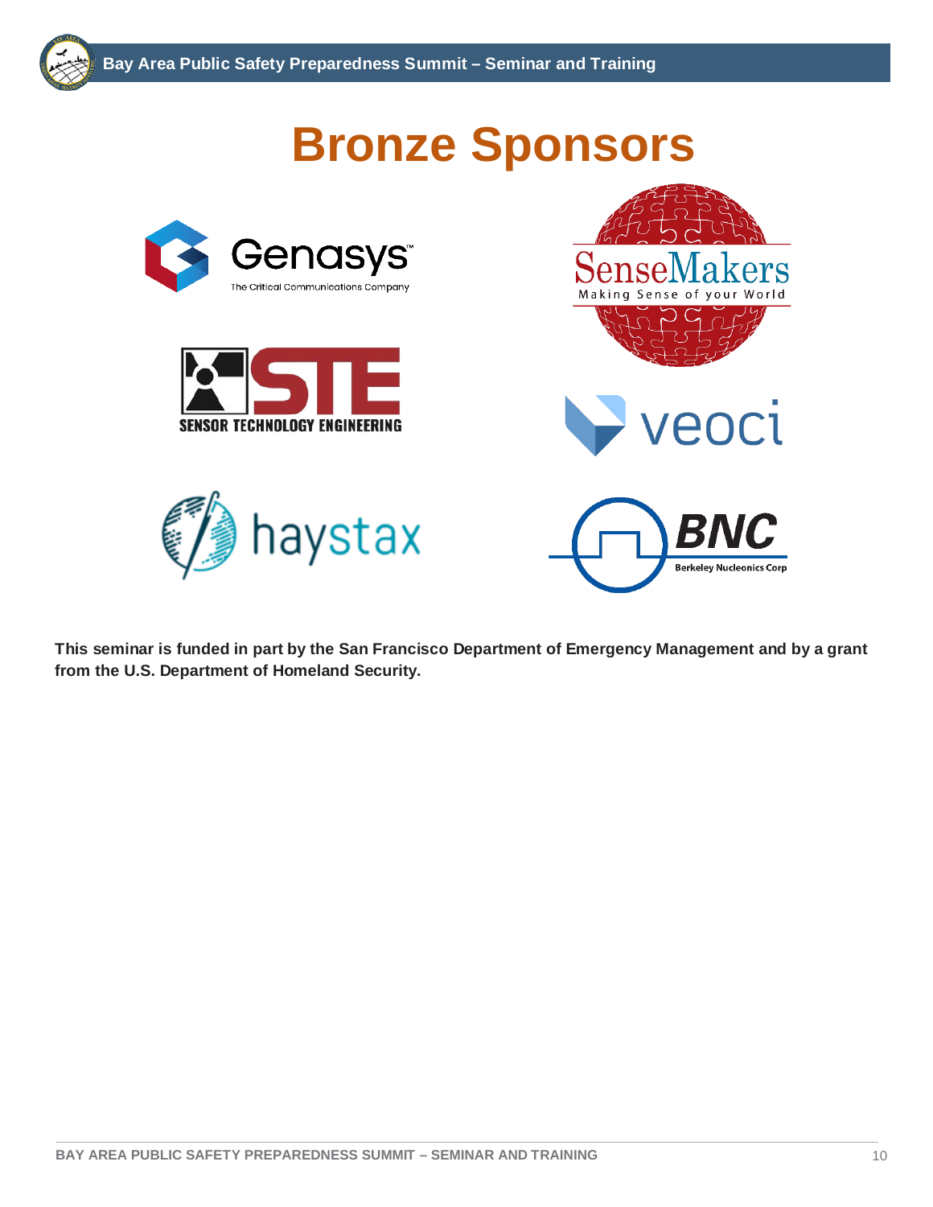# Bronze Sponsors

Genasys™ The Critical Communications Company

SenseMakers Making Sense of your World

STE SENSOR TECHNOLOGY ENGINEERING

veoci

haystax

BNC Berkeley Nucleonics Corp

**This seminar is funded in part by the San Francisco Department of Emergency Management and by a grant from the U.S. Department of Homeland Security.**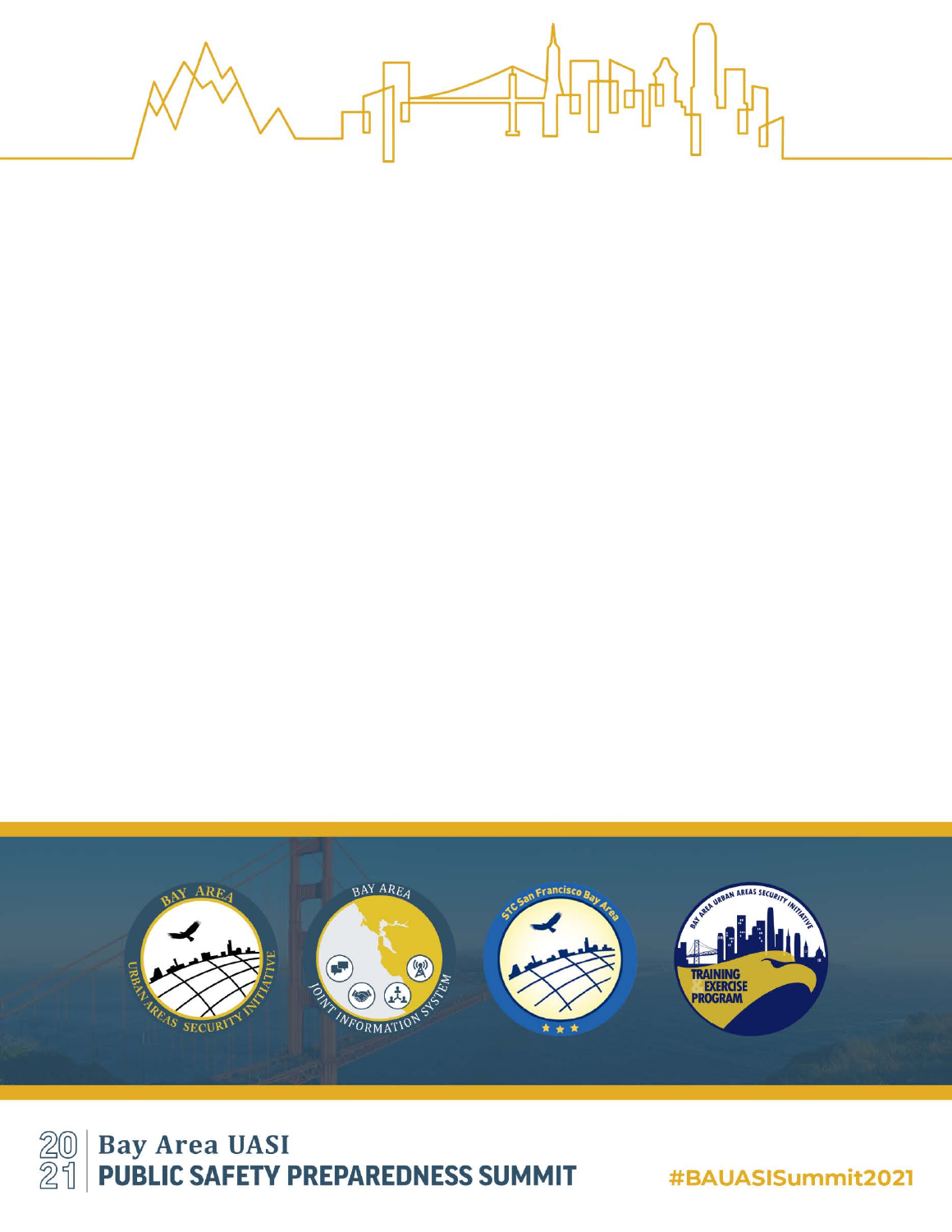2021 Bay Area UASI
PUBLIC SAFETY PREPAREDNESS SUMMIT

#BAUASISummit2021